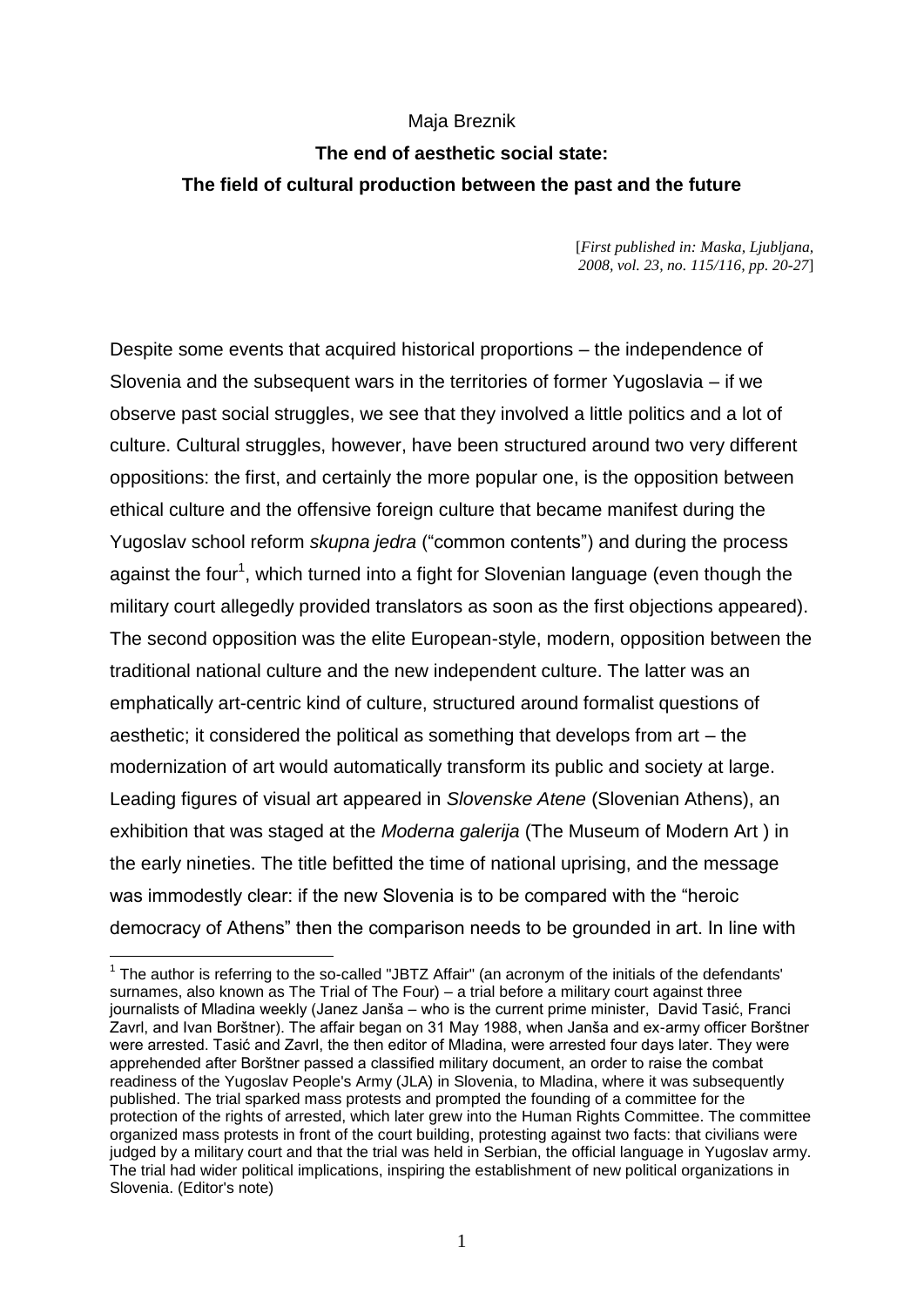Maja Breznik

## The end of aesthetic social state: The field of cultural production between the past and the future

[*First published in: Maska, Ljubljana, 2008, vol. 23, no. 115/116, pp. 20-27*]

Despite some events that acquired historical proportions – the independence of Slovenia and the subsequent wars in the territories of former Yugoslavia – if we observe past social struggles, we see that they involved a little politics and a lot of culture. Cultural struggles, however, have been structured around two very different oppositions: the first, and certainly the more popular one, is the opposition between ethical culture and the offensive foreign culture that became manifest during the Yugoslav school reform *skupna jedra* ("common contents") and during the process against the four[1], which turned into a fight for Slovenian language (even though the military court allegedly provided translators as soon as the first objections appeared). The second opposition was the elite European-style, modern, opposition between the traditional national culture and the new independent culture. The latter was an emphatically art-centric kind of culture, structured around formalist questions of aesthetic; it considered the political as something that develops from art – the modernization of art would automatically transform its public and society at large. Leading figures of visual art appeared in *Slovenske Atene* (Slovenian Athens), an exhibition that was staged at the *Moderna galerija* (The Museum of Modern Art ) in the early nineties. The title befitted the time of national uprising, and the message was immodestly clear: if the new Slovenia is to be compared with the "heroic democracy of Athens" then the comparison needs to be grounded in art. In line with

[1] The author is referring to the so-called "JBTZ Affair" (an acronym of the initials of the defendants' surnames, also known as The Trial of The Four) – a trial before a military court against three journalists of Mladina weekly (Janez Janša – who is the current prime minister, David Tasić, Franci Zavrl, and Ivan Borštner). The affair began on 31 May 1988, when Janša and ex-army officer Borštner were arrested. Tasić and Zavrl, the then editor of Mladina, were arrested four days later. They were apprehended after Borštner passed a classified military document, an order to raise the combat readiness of the Yugoslav People's Army (JLA) in Slovenia, to Mladina, where it was subsequently published. The trial sparked mass protests and prompted the founding of a committee for the protection of the rights of arrested, which later grew into the Human Rights Committee. The committee organized mass protests in front of the court building, protesting against two facts: that civilians were judged by a military court and that the trial was held in Serbian, the official language in Yugoslav army. The trial had wider political implications, inspiring the establishment of new political organizations in Slovenia. (Editor's note)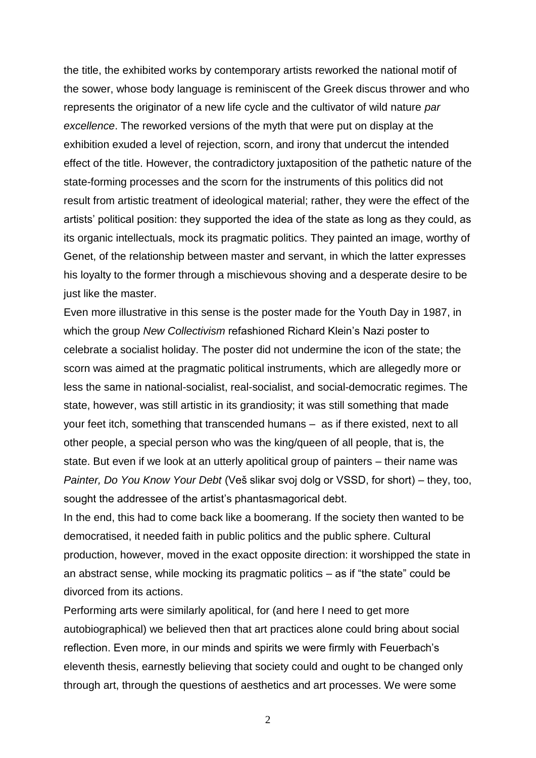the title, the exhibited works by contemporary artists reworked the national motif of the sower, whose body language is reminiscent of the Greek discus thrower and who represents the originator of a new life cycle and the cultivator of wild nature *par excellence*. The reworked versions of the myth that were put on display at the exhibition exuded a level of rejection, scorn, and irony that undercut the intended effect of the title. However, the contradictory juxtaposition of the pathetic nature of the state-forming processes and the scorn for the instruments of this politics did not result from artistic treatment of ideological material; rather, they were the effect of the artists' political position: they supported the idea of the state as long as they could, as its organic intellectuals, mock its pragmatic politics. They painted an image, worthy of Genet, of the relationship between master and servant, in which the latter expresses his loyalty to the former through a mischievous shoving and a desperate desire to be just like the master.

Even more illustrative in this sense is the poster made for the Youth Day in 1987, in which the group *New Collectivism* refashioned Richard Klein's Nazi poster to celebrate a socialist holiday. The poster did not undermine the icon of the state; the scorn was aimed at the pragmatic political instruments, which are allegedly more or less the same in national-socialist, real-socialist, and social-democratic regimes. The state, however, was still artistic in its grandiosity; it was still something that made your feet itch, something that transcended humans – as if there existed, next to all other people, a special person who was the king/queen of all people, that is, the state. But even if we look at an utterly apolitical group of painters – their name was *Painter, Do You Know Your Debt* (Veš slikar svoj dolg or VSSD, for short) – they, too, sought the addressee of the artist's phantasmagorical debt.

In the end, this had to come back like a boomerang. If the society then wanted to be democratised, it needed faith in public politics and the public sphere. Cultural production, however, moved in the exact opposite direction: it worshipped the state in an abstract sense, while mocking its pragmatic politics – as if "the state" could be divorced from its actions.

Performing arts were similarly apolitical, for (and here I need to get more autobiographical) we believed then that art practices alone could bring about social reflection. Even more, in our minds and spirits we were firmly with Feuerbach's eleventh thesis, earnestly believing that society could and ought to be changed only through art, through the questions of aesthetics and art processes. We were some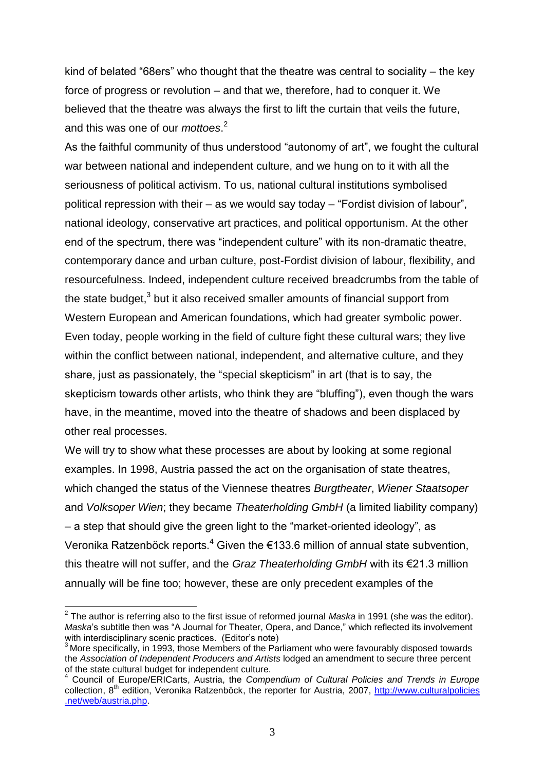kind of belated "68ers" who thought that the theatre was central to sociality – the key force of progress or revolution – and that we, therefore, had to conquer it. We believed that the theatre was always the first to lift the curtain that veils the future, and this was one of our *mottoes*.[2]

As the faithful community of thus understood "autonomy of art", we fought the cultural war between national and independent culture, and we hung on to it with all the seriousness of political activism. To us, national cultural institutions symbolised political repression with their – as we would say today – "Fordist division of labour", national ideology, conservative art practices, and political opportunism. At the other end of the spectrum, there was "independent culture" with its non-dramatic theatre, contemporary dance and urban culture, post-Fordist division of labour, flexibility, and resourcefulness. Indeed, independent culture received breadcrumbs from the table of the state budget,[3] but it also received smaller amounts of financial support from Western European and American foundations, which had greater symbolic power. Even today, people working in the field of culture fight these cultural wars; they live within the conflict between national, independent, and alternative culture, and they share, just as passionately, the "special skepticism" in art (that is to say, the skepticism towards other artists, who think they are "bluffing"), even though the wars have, in the meantime, moved into the theatre of shadows and been displaced by other real processes.

We will try to show what these processes are about by looking at some regional examples. In 1998, Austria passed the act on the organisation of state theatres, which changed the status of the Viennese theatres *Burgtheater*, *Wiener Staatsoper* and *Volksoper Wien*; they became *Theaterholding GmbH* (a limited liability company) – a step that should give the green light to the "market-oriented ideology", as Veronika Ratzenböck reports.[4] Given the €133.6 million of annual state subvention, this theatre will not suffer, and the *Graz Theaterholding GmbH* with its €21.3 million annually will be fine too; however, these are only precedent examples of the

---

[2] The author is referring also to the first issue of reformed journal *Maska* in 1991 (she was the editor). *Maska*'s subtitle then was "A Journal for Theater, Opera, and Dance," which reflected its involvement with interdisciplinary scenic practices. (Editor's note)

[3] More specifically, in 1993, those Members of the Parliament who were favourably disposed towards the *Association of Independent Producers and Artists* lodged an amendment to secure three percent of the state cultural budget for independent culture.

[4] Council of Europe/ERICarts, Austria, the *Compendium of Cultural Policies and Trends in Europe* collection, 8th edition, Veronika Ratzenböck, the reporter for Austria, 2007, http://www.culturalpolicies.net/web/austria.php.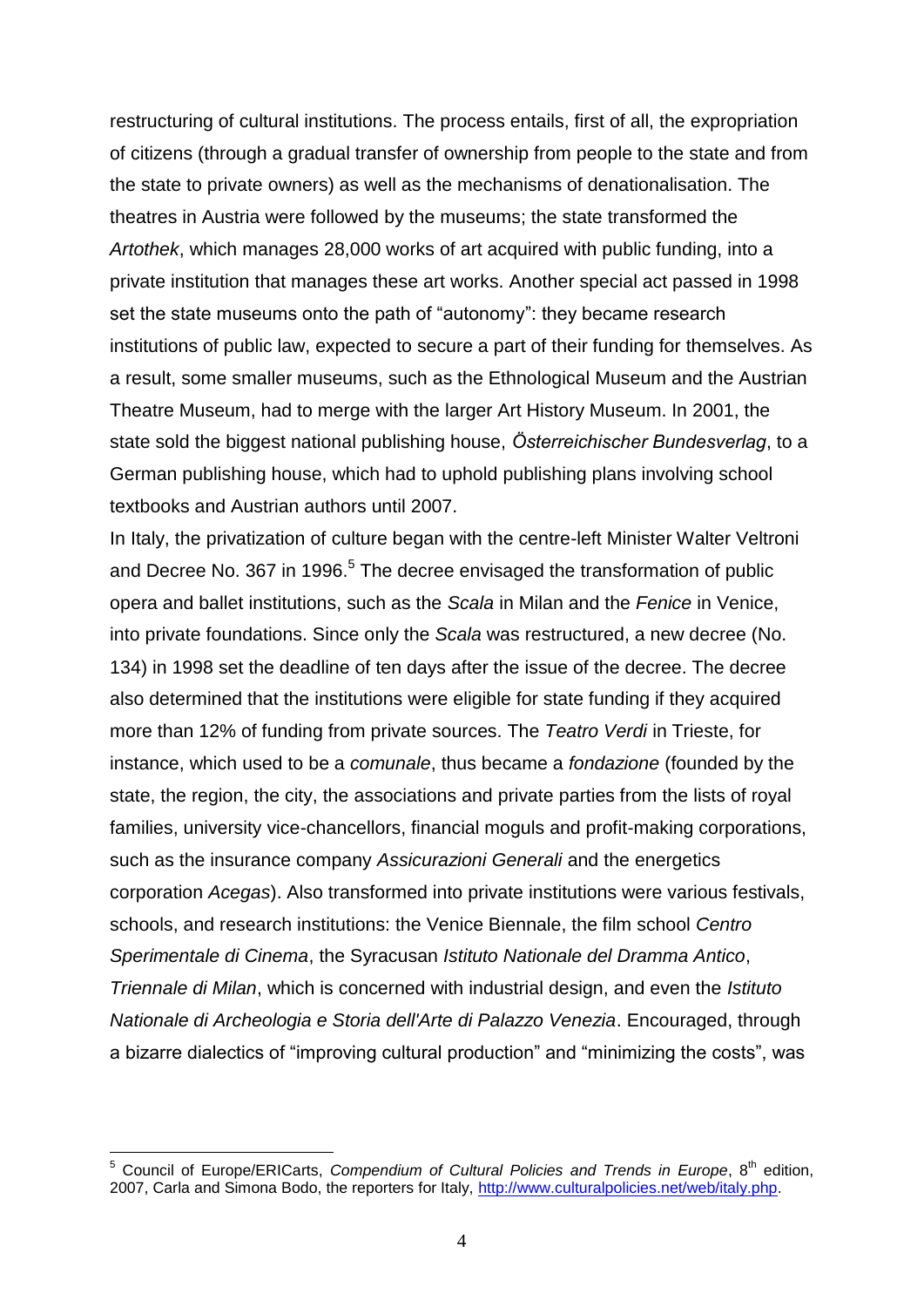restructuring of cultural institutions. The process entails, first of all, the expropriation of citizens (through a gradual transfer of ownership from people to the state and from the state to private owners) as well as the mechanisms of denationalisation. The theatres in Austria were followed by the museums; the state transformed the *Artothek*, which manages 28,000 works of art acquired with public funding, into a private institution that manages these art works. Another special act passed in 1998 set the state museums onto the path of "autonomy": they became research institutions of public law, expected to secure a part of their funding for themselves. As a result, some smaller museums, such as the Ethnological Museum and the Austrian Theatre Museum, had to merge with the larger Art History Museum. In 2001, the state sold the biggest national publishing house, *Österreichischer Bundesverlag*, to a German publishing house, which had to uphold publishing plans involving school textbooks and Austrian authors until 2007.

In Italy, the privatization of culture began with the centre-left Minister Walter Veltroni and Decree No. 367 in 1996.[5] The decree envisaged the transformation of public opera and ballet institutions, such as the *Scala* in Milan and the *Fenice* in Venice, into private foundations. Since only the *Scala* was restructured, a new decree (No. 134) in 1998 set the deadline of ten days after the issue of the decree. The decree also determined that the institutions were eligible for state funding if they acquired more than 12% of funding from private sources. The *Teatro Verdi* in Trieste, for instance, which used to be a *comunale*, thus became a *fondazione* (founded by the state, the region, the city, the associations and private parties from the lists of royal families, university vice-chancellors, financial moguls and profit-making corporations, such as the insurance company *Assicurazioni Generali* and the energetics corporation *Acegas*). Also transformed into private institutions were various festivals, schools, and research institutions: the Venice Biennale, the film school *Centro Sperimentale di Cinema*, the Syracusan *Istituto Nationale del Dramma Antico*, *Triennale di Milan*, which is concerned with industrial design, and even the *Istituto Nationale di Archeologia e Storia dell'Arte di Palazzo Venezia*. Encouraged, through a bizarre dialectics of "improving cultural production" and "minimizing the costs", was

---

[5] Council of Europe/ERICarts, *Compendium of Cultural Policies and Trends in Europe*, 8th edition, 2007, Carla and Simona Bodo, the reporters for Italy, http://www.culturalpolicies.net/web/italy.php.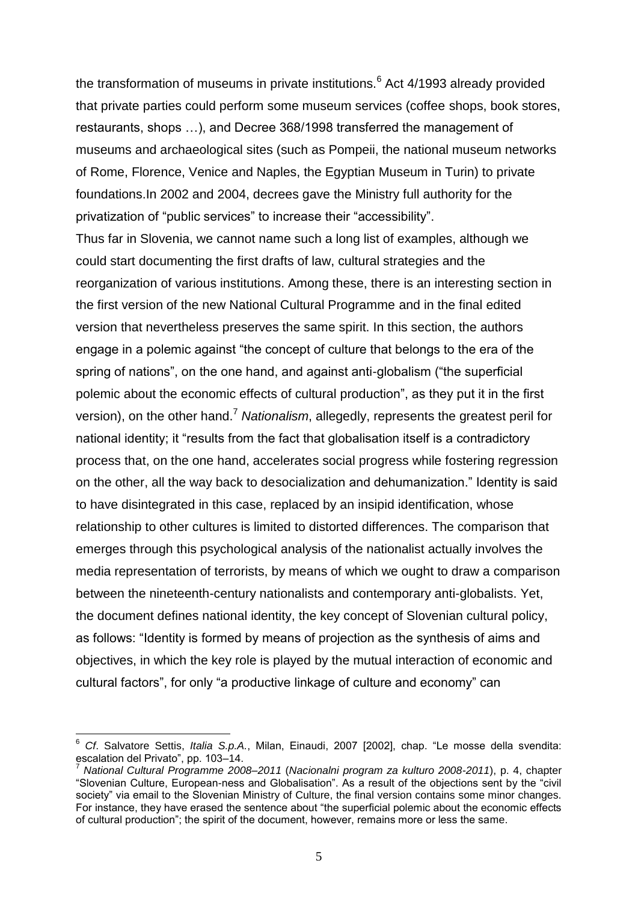the transformation of museums in private institutions.[6] Act 4/1993 already provided that private parties could perform some museum services (coffee shops, book stores, restaurants, shops …), and Decree 368/1998 transferred the management of museums and archaeological sites (such as Pompeii, the national museum networks of Rome, Florence, Venice and Naples, the Egyptian Museum in Turin) to private foundations.In 2002 and 2004, decrees gave the Ministry full authority for the privatization of "public services" to increase their "accessibility".

Thus far in Slovenia, we cannot name such a long list of examples, although we could start documenting the first drafts of law, cultural strategies and the reorganization of various institutions. Among these, there is an interesting section in the first version of the new National Cultural Programme and in the final edited version that nevertheless preserves the same spirit. In this section, the authors engage in a polemic against "the concept of culture that belongs to the era of the spring of nations", on the one hand, and against anti-globalism ("the superficial polemic about the economic effects of cultural production", as they put it in the first version), on the other hand.[7] *Nationalism*, allegedly, represents the greatest peril for national identity; it "results from the fact that globalisation itself is a contradictory process that, on the one hand, accelerates social progress while fostering regression on the other, all the way back to desocialization and dehumanization." Identity is said to have disintegrated in this case, replaced by an insipid identification, whose relationship to other cultures is limited to distorted differences. The comparison that emerges through this psychological analysis of the nationalist actually involves the media representation of terrorists, by means of which we ought to draw a comparison between the nineteenth-century nationalists and contemporary anti-globalists. Yet, the document defines national identity, the key concept of Slovenian cultural policy, as follows: "Identity is formed by means of projection as the synthesis of aims and objectives, in which the key role is played by the mutual interaction of economic and cultural factors", for only "a productive linkage of culture and economy" can

---

[6] *Cf*. Salvatore Settis, *Italia S.p.A.*, Milan, Einaudi, 2007 [2002], chap. "Le mosse della svendita: escalation del Privato", pp. 103–14.

[7] *National Cultural Programme 2008–2011* (*Nacionalni program za kulturo 2008-2011*), p. 4, chapter "Slovenian Culture, European-ness and Globalisation". As a result of the objections sent by the "civil society" via email to the Slovenian Ministry of Culture, the final version contains some minor changes. For instance, they have erased the sentence about "the superficial polemic about the economic effects of cultural production"; the spirit of the document, however, remains more or less the same.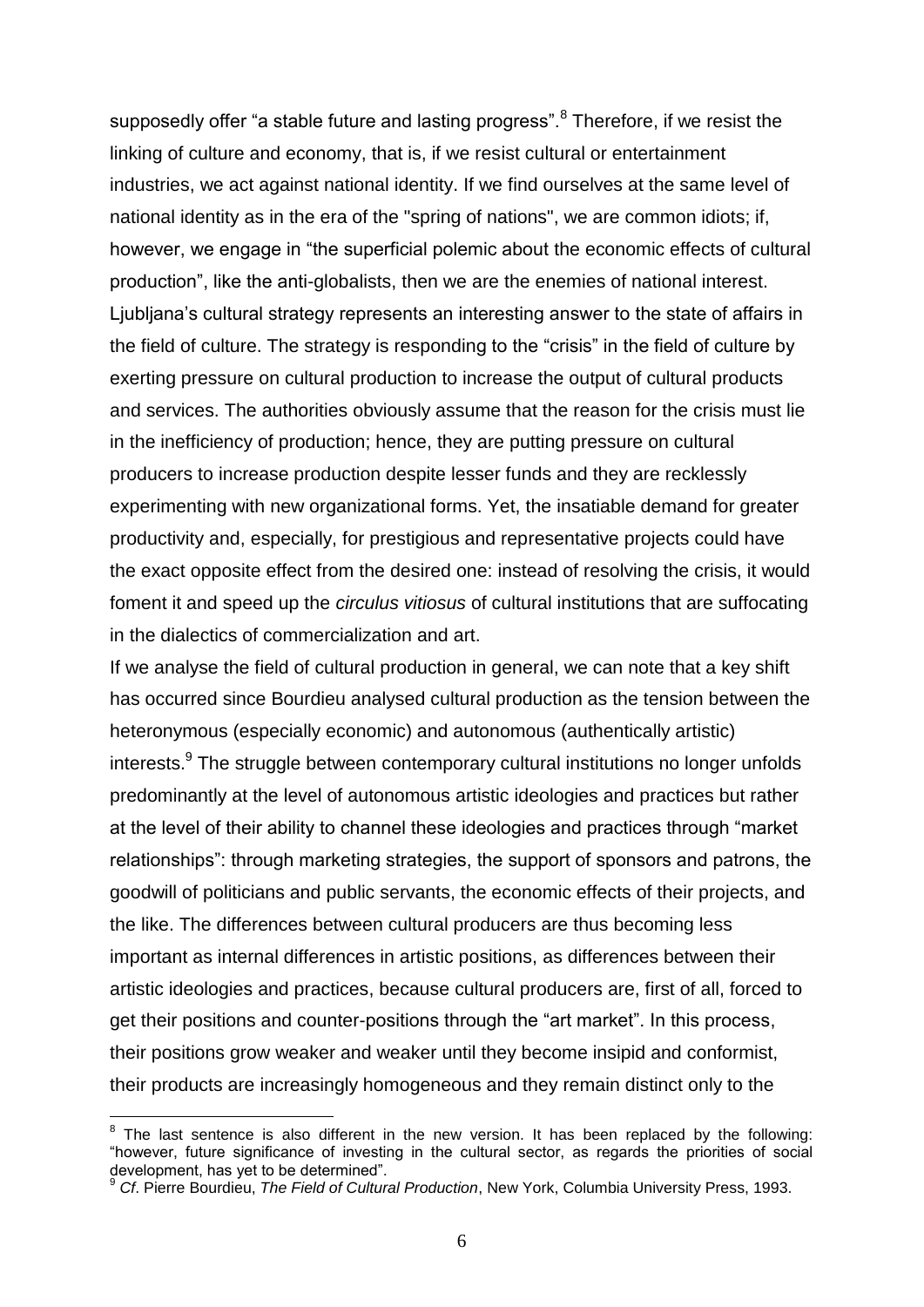supposedly offer “a stable future and lasting progress”.[8] Therefore, if we resist the linking of culture and economy, that is, if we resist cultural or entertainment industries, we act against national identity. If we find ourselves at the same level of national identity as in the era of the "spring of nations", we are common idiots; if, however, we engage in “the superficial polemic about the economic effects of cultural production”, like the anti-globalists, then we are the enemies of national interest. Ljubljana’s cultural strategy represents an interesting answer to the state of affairs in the field of culture. The strategy is responding to the “crisis” in the field of culture by exerting pressure on cultural production to increase the output of cultural products and services. The authorities obviously assume that the reason for the crisis must lie in the inefficiency of production; hence, they are putting pressure on cultural producers to increase production despite lesser funds and they are recklessly experimenting with new organizational forms. Yet, the insatiable demand for greater productivity and, especially, for prestigious and representative projects could have the exact opposite effect from the desired one: instead of resolving the crisis, it would foment it and speed up the *circulus vitiosus* of cultural institutions that are suffocating in the dialectics of commercialization and art.

If we analyse the field of cultural production in general, we can note that a key shift has occurred since Bourdieu analysed cultural production as the tension between the heteronymous (especially economic) and autonomous (authentically artistic) interests.[9] The struggle between contemporary cultural institutions no longer unfolds predominantly at the level of autonomous artistic ideologies and practices but rather at the level of their ability to channel these ideologies and practices through “market relationships”: through marketing strategies, the support of sponsors and patrons, the goodwill of politicians and public servants, the economic effects of their projects, and the like. The differences between cultural producers are thus becoming less important as internal differences in artistic positions, as differences between their artistic ideologies and practices, because cultural producers are, first of all, forced to get their positions and counter-positions through the “art market”. In this process, their positions grow weaker and weaker until they become insipid and conformist, their products are increasingly homogeneous and they remain distinct only to the

---

[8] The last sentence is also different in the new version. It has been replaced by the following: “however, future significance of investing in the cultural sector, as regards the priorities of social development, has yet to be determined”.

[9] *Cf*. Pierre Bourdieu, *The Field of Cultural Production*, New York, Columbia University Press, 1993.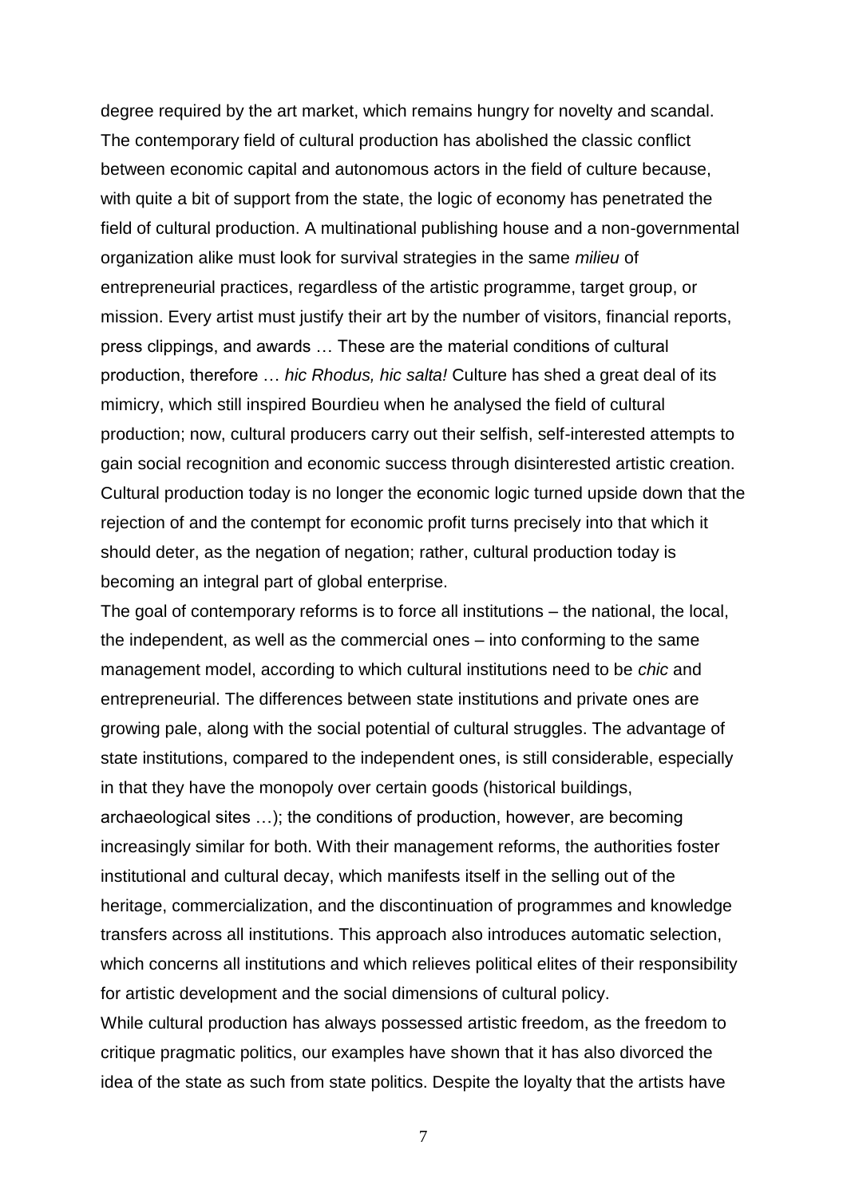degree required by the art market, which remains hungry for novelty and scandal. The contemporary field of cultural production has abolished the classic conflict between economic capital and autonomous actors in the field of culture because, with quite a bit of support from the state, the logic of economy has penetrated the field of cultural production. A multinational publishing house and a non-governmental organization alike must look for survival strategies in the same *milieu* of entrepreneurial practices, regardless of the artistic programme, target group, or mission. Every artist must justify their art by the number of visitors, financial reports, press clippings, and awards … These are the material conditions of cultural production, therefore … *hic Rhodus, hic salta!* Culture has shed a great deal of its mimicry, which still inspired Bourdieu when he analysed the field of cultural production; now, cultural producers carry out their selfish, self-interested attempts to gain social recognition and economic success through disinterested artistic creation. Cultural production today is no longer the economic logic turned upside down that the rejection of and the contempt for economic profit turns precisely into that which it should deter, as the negation of negation; rather, cultural production today is becoming an integral part of global enterprise.

The goal of contemporary reforms is to force all institutions – the national, the local, the independent, as well as the commercial ones – into conforming to the same management model, according to which cultural institutions need to be *chic* and entrepreneurial. The differences between state institutions and private ones are growing pale, along with the social potential of cultural struggles. The advantage of state institutions, compared to the independent ones, is still considerable, especially in that they have the monopoly over certain goods (historical buildings, archaeological sites …); the conditions of production, however, are becoming increasingly similar for both. With their management reforms, the authorities foster institutional and cultural decay, which manifests itself in the selling out of the heritage, commercialization, and the discontinuation of programmes and knowledge transfers across all institutions. This approach also introduces automatic selection, which concerns all institutions and which relieves political elites of their responsibility for artistic development and the social dimensions of cultural policy.

While cultural production has always possessed artistic freedom, as the freedom to critique pragmatic politics, our examples have shown that it has also divorced the idea of the state as such from state politics. Despite the loyalty that the artists have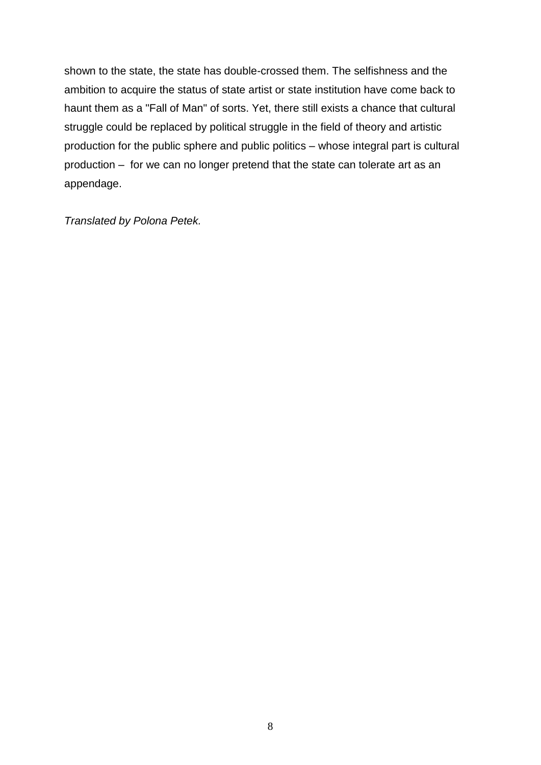shown to the state, the state has double-crossed them. The selfishness and the ambition to acquire the status of state artist or state institution have come back to haunt them as a "Fall of Man" of sorts. Yet, there still exists a chance that cultural struggle could be replaced by political struggle in the field of theory and artistic production for the public sphere and public politics – whose integral part is cultural production – for we can no longer pretend that the state can tolerate art as an appendage.

*Translated by Polona Petek.*